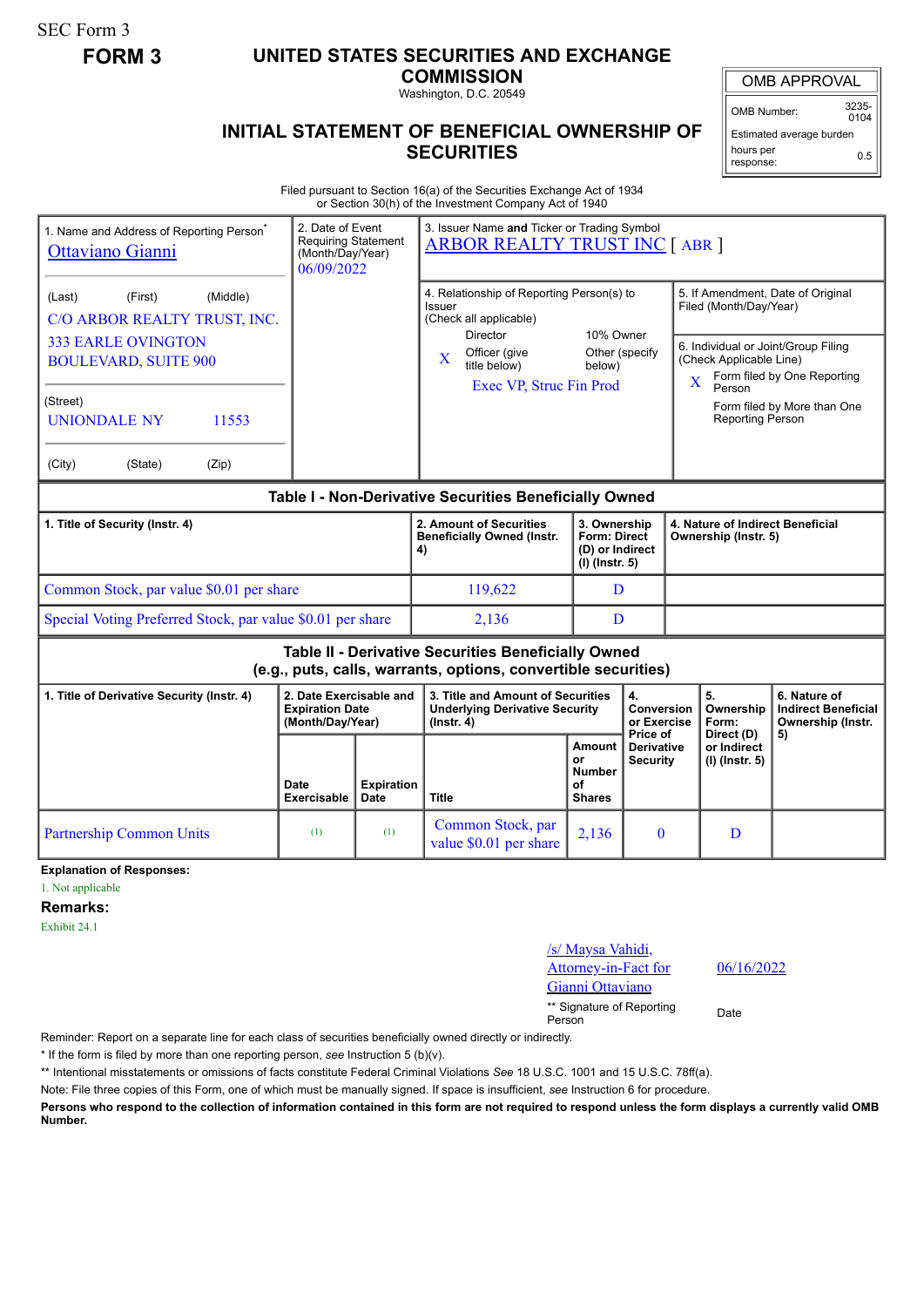SEC Form 3

**FORM 3**

# UNITED STATES SECURITIES AND EXCHANGE COMMISSION

Washington, D.C. 20549

## INITIAL STATEMENT OF BENEFICIAL OWNERSHIP OF SECURITIES

| OMB APPROVAL | |
|---|---|
| OMB Number: | 3235-0104 |
| Estimated average burden hours per response: | 0.5 |

Filed pursuant to Section 16(a) of the Securities Exchange Act of 1934 or Section 30(h) of the Investment Company Act of 1940

| 1. Name and Address of Reporting Person* | 2. Date of Event Requiring Statement (Month/Day/Year) | 3. Issuer Name and Ticker or Trading Symbol |
|---|---|---|
| Ottaviano Gianni | 06/09/2022 | ARBOR REALTY TRUST INC [ ABR ] |
| (Last) (First) (Middle)<br>C/O ARBOR REALTY TRUST, INC.<br>333 EARLE OVINGTON BOULEVARD, SUITE 900 | | 4. Relationship of Reporting Person(s) to Issuer (Check all applicable)<br>Director / 10% Owner<br>X Officer (give title below) / Other (specify below)<br>Exec VP, Struc Fin Prod |
| (Street)<br>UNIONDALE NY 11553 | | 5. If Amendment, Date of Original Filed (Month/Day/Year) |
| (City) (State) (Zip) | | 6. Individual or Joint/Group Filing (Check Applicable Line)<br>X Form filed by One Reporting Person<br>Form filed by More than One Reporting Person |

### Table I - Non-Derivative Securities Beneficially Owned

| 1. Title of Security (Instr. 4) | 2. Amount of Securities Beneficially Owned (Instr. 4) | 3. Ownership Form: Direct (D) or Indirect (I) (Instr. 5) | 4. Nature of Indirect Beneficial Ownership (Instr. 5) |
|---|---|---|---|
| Common Stock, par value $0.01 per share | 119,622 | D | |
| Special Voting Preferred Stock, par value $0.01 per share | 2,136 | D | |

### Table II - Derivative Securities Beneficially Owned (e.g., puts, calls, warrants, options, convertible securities)

| 1. Title of Derivative Security (Instr. 4) | 2. Date Exercisable and Expiration Date (Month/Day/Year) | | 3. Title and Amount of Securities Underlying Derivative Security (Instr. 4) | | 4. Conversion or Exercise Price of Derivative Security | 5. Ownership Form: Direct (D) or Indirect (I) (Instr. 5) | 6. Nature of Indirect Beneficial Ownership (Instr. 5) |
|---|---|---|---|---|---|---|---|
| | Date Exercisable | Expiration Date | Title | Amount or Number of Shares | | | |
| Partnership Common Units | (1) | (1) | Common Stock, par value $0.01 per share | 2,136 | 0 | D | |

**Explanation of Responses:**

1. Not applicable

**Remarks:**

Exhibit 24.1

/s/ Maysa Vahidi, Attorney-in-Fact for Gianni Ottaviano — 06/16/2022

** Signature of Reporting Person — Date

Reminder: Report on a separate line for each class of securities beneficially owned directly or indirectly.

* If the form is filed by more than one reporting person, *see* Instruction 5 (b)(v).

** Intentional misstatements or omissions of facts constitute Federal Criminal Violations *See* 18 U.S.C. 1001 and 15 U.S.C. 78ff(a).

Note: File three copies of this Form, one of which must be manually signed. If space is insufficient, *see* Instruction 6 for procedure.

**Persons who respond to the collection of information contained in this form are not required to respond unless the form displays a currently valid OMB Number.**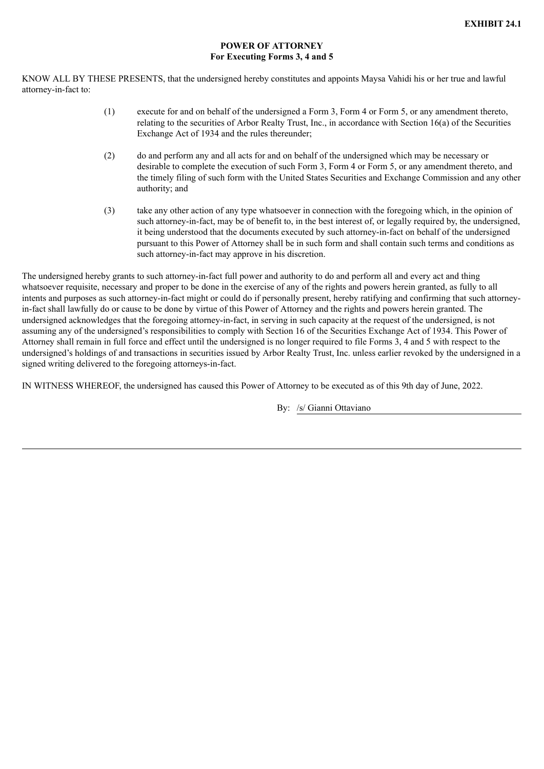**EXHIBIT 24.1**

**POWER OF ATTORNEY**
**For Executing Forms 3, 4 and 5**

KNOW ALL BY THESE PRESENTS, that the undersigned hereby constitutes and appoints Maysa Vahidi his or her true and lawful attorney-in-fact to:

(1) execute for and on behalf of the undersigned a Form 3, Form 4 or Form 5, or any amendment thereto, relating to the securities of Arbor Realty Trust, Inc., in accordance with Section 16(a) of the Securities Exchange Act of 1934 and the rules thereunder;

(2) do and perform any and all acts for and on behalf of the undersigned which may be necessary or desirable to complete the execution of such Form 3, Form 4 or Form 5, or any amendment thereto, and the timely filing of such form with the United States Securities and Exchange Commission and any other authority; and

(3) take any other action of any type whatsoever in connection with the foregoing which, in the opinion of such attorney-in-fact, may be of benefit to, in the best interest of, or legally required by, the undersigned, it being understood that the documents executed by such attorney-in-fact on behalf of the undersigned pursuant to this Power of Attorney shall be in such form and shall contain such terms and conditions as such attorney-in-fact may approve in his discretion.

The undersigned hereby grants to such attorney-in-fact full power and authority to do and perform all and every act and thing whatsoever requisite, necessary and proper to be done in the exercise of any of the rights and powers herein granted, as fully to all intents and purposes as such attorney-in-fact might or could do if personally present, hereby ratifying and confirming that such attorney-in-fact shall lawfully do or cause to be done by virtue of this Power of Attorney and the rights and powers herein granted. The undersigned acknowledges that the foregoing attorney-in-fact, in serving in such capacity at the request of the undersigned, is not assuming any of the undersigned's responsibilities to comply with Section 16 of the Securities Exchange Act of 1934. This Power of Attorney shall remain in full force and effect until the undersigned is no longer required to file Forms 3, 4 and 5 with respect to the undersigned's holdings of and transactions in securities issued by Arbor Realty Trust, Inc. unless earlier revoked by the undersigned in a signed writing delivered to the foregoing attorneys-in-fact.

IN WITNESS WHEREOF, the undersigned has caused this Power of Attorney to be executed as of this 9th day of June, 2022.

By: /s/ Gianni Ottaviano